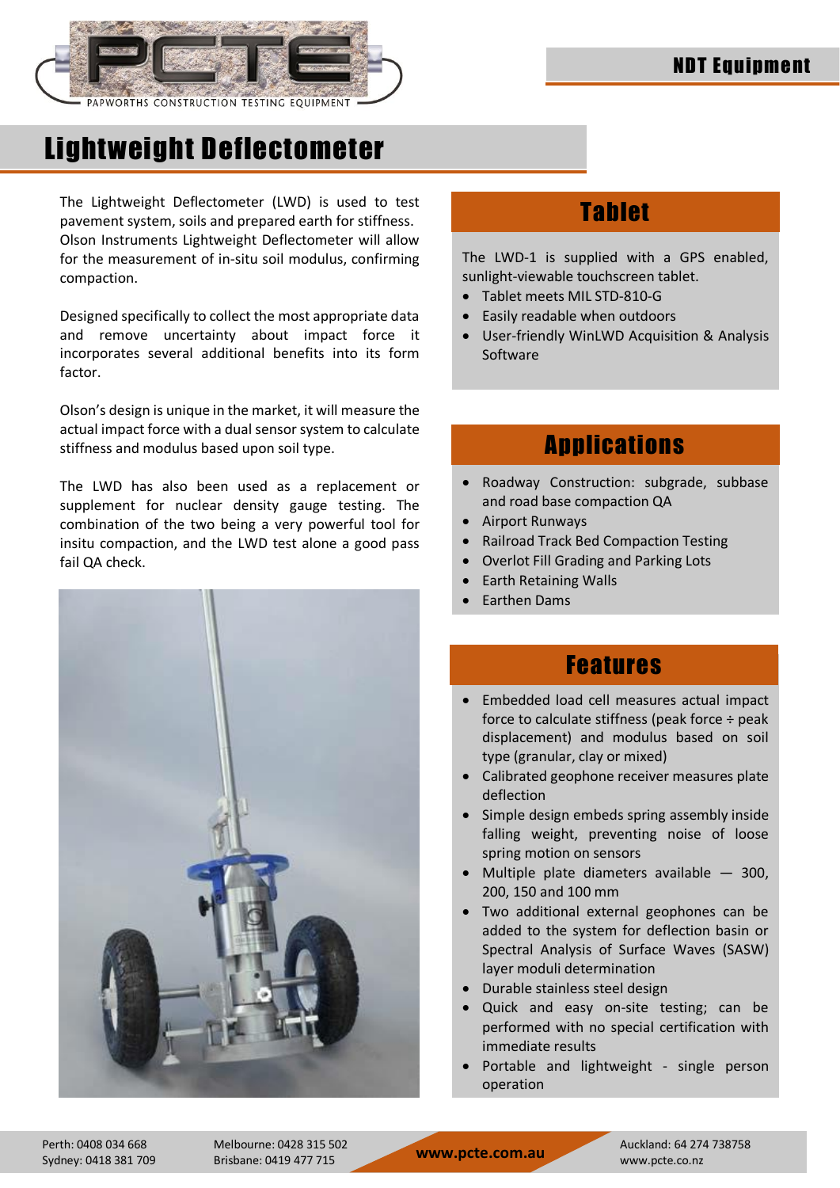# Lightweight Deflectometer

NDT Equipment

The Lightweight Deflectometer (LWD) is used to test pavement system, soils and prepared earth for stiffness. Olson Instruments Lightweight Deflectometer will allow for the measurement of in-situ soil modulus, confirming compaction.

Designed specifically to collect the most appropriate data and remove uncertainty about impact force it incorporates several additional benefits into its form factor.

Olson's design is unique in the market, it will measure the actual impact force with a dual sensor system to calculate stiffness and modulus based upon soil type.

The LWD has also been used as a replacement or supplement for nuclear density gauge testing. The combination of the two being a very powerful tool for insitu compaction, and the LWD test alone a good pass fail QA check.

## Tablet

The LWD-1 is supplied with a GPS enabled, sunlight-viewable touchscreen tablet.

- Tablet meets MIL STD-810-G
- Easily readable when outdoors
- User-friendly WinLWD Acquisition & Analysis Software

## Applications

- Roadway Construction: subgrade, subbase and road base compaction QA
- Airport Runways
- Railroad Track Bed Compaction Testing
- Overlot Fill Grading and Parking Lots
- Earth Retaining Walls
- Earthen Dams

## Features

- Embedded load cell measures actual impact force to calculate stiffness (peak force ÷ peak displacement) and modulus based on soil type (granular, clay or mixed)
- Calibrated geophone receiver measures plate deflection
- Simple design embeds spring assembly inside falling weight, preventing noise of loose spring motion on sensors
- Multiple plate diameters available — 300, 200, 150 and 100 mm
- Two additional external geophones can be added to the system for deflection basin or Spectral Analysis of Surface Waves (SASW) layer moduli determination
- Durable stainless steel design
- Quick and easy on-site testing; can be performed with no special certification with immediate results
- Portable and lightweight - single person operation

Perth: 0408 034 668 | Sydney: 0418 381 709 | Melbourne: 0428 315 502 | Brisbane: 0419 477 715 | www.pcte.com.au | Auckland: 64 274 738758 | www.pcte.co.nz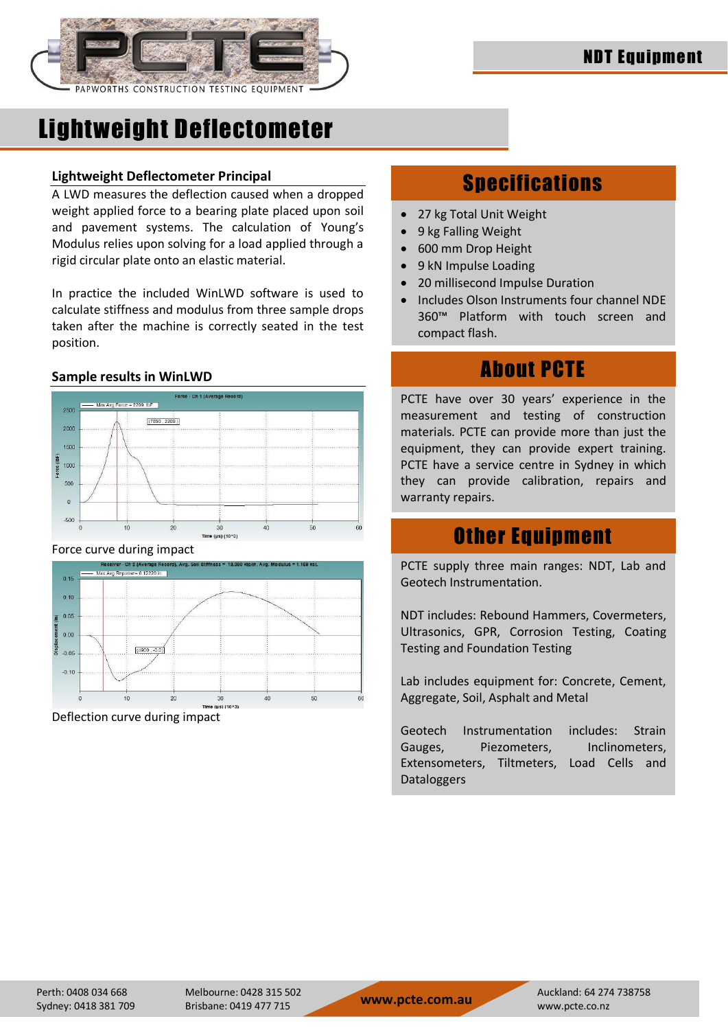# Lightweight Deflectometer

### Lightweight Deflectometer Principal

A LWD measures the deflection caused when a dropped weight applied force to a bearing plate placed upon soil and pavement systems. The calculation of Young's Modulus relies upon solving for a load applied through a rigid circular plate onto an elastic material.

In practice the included WinLWD software is used to calculate stiffness and modulus from three sample drops taken after the machine is correctly seated in the test position.

### Sample results in WinLWD

Force - Ch 1 (Average Record)
Max Avg Force = 2209 lbF
(7650 , 2209 )
Force (lbF)
2500
2000
1500
1000
500
0
-500
0 10 20 30 40 50 60
Time (µs) (10^3)

Force curve during impact

Receiver - Ch 2 (Average Record), Avg. Soil Stiffness = 18.080 kip/in, Avg. Modulus = 1.188 ksi
Max Avg Response = 0.12220 in
(6900 , -0.0)
Displacement (in)
0.15
0.10
0.05
0.00
-0.05
-0.10
0 10 20 30 40 50 60
Time (µs) (10^3)

Deflection curve during impact

## Specifications

- 27 kg Total Unit Weight
- 9 kg Falling Weight
- 600 mm Drop Height
- 9 kN Impulse Loading
- 20 millisecond Impulse Duration
- Includes Olson Instruments four channel NDE 360™ Platform with touch screen and compact flash.

## About PCTE

PCTE have over 30 years' experience in the measurement and testing of construction materials. PCTE can provide more than just the equipment, they can provide expert training. PCTE have a service centre in Sydney in which they can provide calibration, repairs and warranty repairs.

## Other Equipment

PCTE supply three main ranges: NDT, Lab and Geotech Instrumentation.

NDT includes: Rebound Hammers, Covermeters, Ultrasonics, GPR, Corrosion Testing, Coating Testing and Foundation Testing

Lab includes equipment for: Concrete, Cement, Aggregate, Soil, Asphalt and Metal

Geotech Instrumentation includes: Strain Gauges, Piezometers, Inclinometers, Extensometers, Tiltmeters, Load Cells and Dataloggers

Perth: 0408 034 668
Sydney: 0418 381 709
Melbourne: 0428 315 502
Brisbane: 0419 477 715
www.pcte.com.au
Auckland: 64 274 738758
www.pcte.co.nz